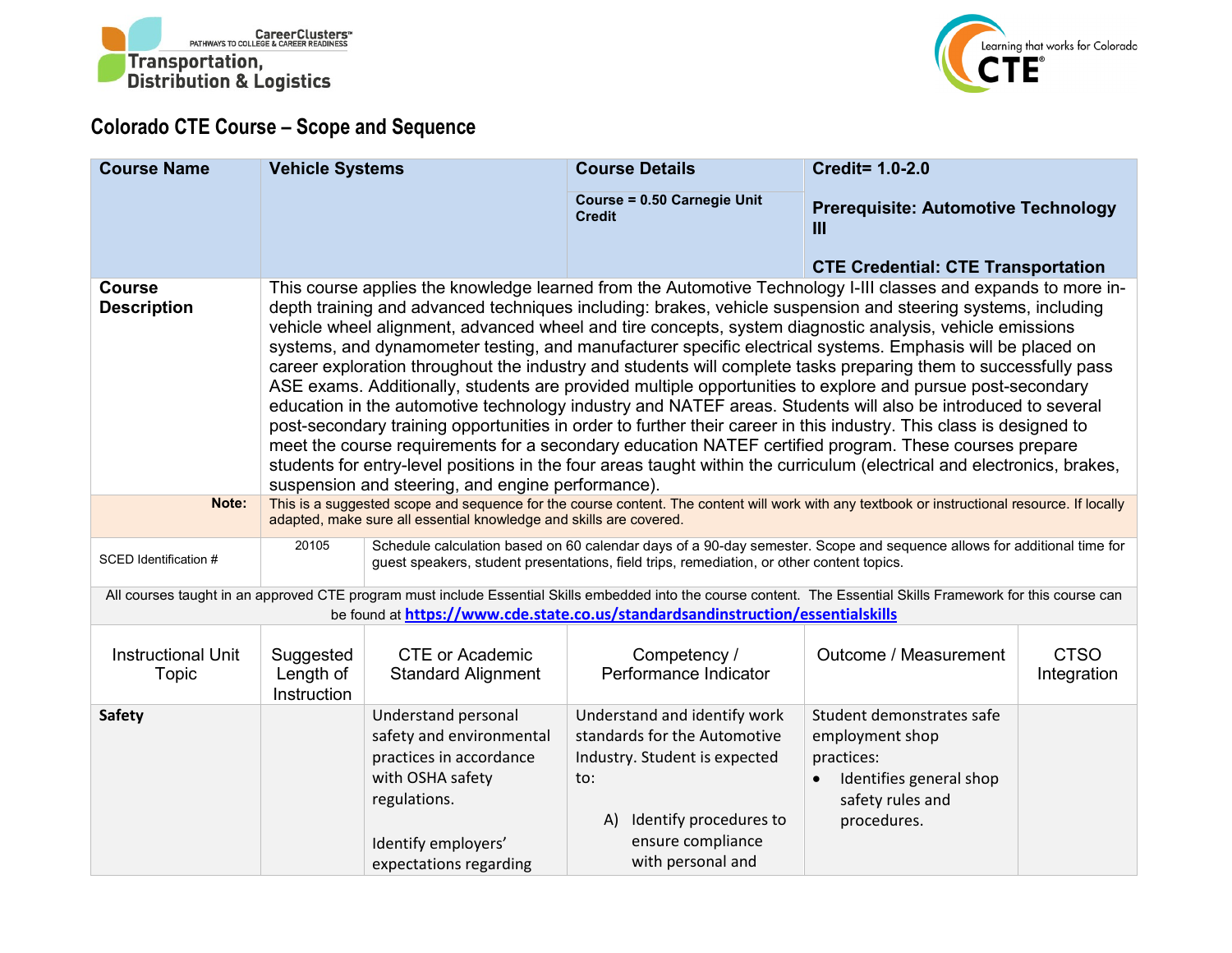Transportation, Distribution & Logistics

# Colorado CTE Course – Scope and Sequence

| Course Name | Vehicle Systems | Course Details | Credit= 1.0-2.0 |
|---|---|---|---|
| | | Course = 0.50 Carnegie Unit Credit | Prerequisite: Automotive Technology III<br><br>CTE Credential: CTE Transportation |
| **Course Description** | This course applies the knowledge learned from the Automotive Technology I-III classes and expands to more in-depth training and advanced techniques including: brakes, vehicle suspension and steering systems, including vehicle wheel alignment, advanced wheel and tire concepts, system diagnostic analysis, vehicle emissions systems, and dynamometer testing, and manufacturer specific electrical systems. Emphasis will be placed on career exploration throughout the industry and students will complete tasks preparing them to successfully pass ASE exams. Additionally, students are provided multiple opportunities to explore and pursue post-secondary education in the automotive technology industry and NATEF areas. Students will also be introduced to several post-secondary training opportunities in order to further their career in this industry. This class is designed to meet the course requirements for a secondary education NATEF certified program. These courses prepare students for entry-level positions in the four areas taught within the curriculum (electrical and electronics, brakes, suspension and steering, and engine performance). | | |
| **Note:** | This is a suggested scope and sequence for the course content. The content will work with any textbook or instructional resource. If locally adapted, make sure all essential knowledge and skills are covered. | | |
| SCED Identification # | 20105 | Schedule calculation based on 60 calendar days of a 90-day semester. Scope and sequence allows for additional time for guest speakers, student presentations, field trips, remediation, or other content topics. | |

All courses taught in an approved CTE program must include Essential Skills embedded into the course content. The Essential Skills Framework for this course can be found at https://www.cde.state.co.us/standardsandinstruction/essentialskills

| Instructional Unit Topic | Suggested Length of Instruction | CTE or Academic Standard Alignment | Competency / Performance Indicator | Outcome / Measurement | CTSO Integration |
|---|---|---|---|---|---|
| **Safety** | | Understand personal safety and environmental practices in accordance with OSHA safety regulations.<br><br>Identify employers' expectations regarding | Understand and identify work standards for the Automotive Industry. Student is expected to:<br><br>A) Identify procedures to ensure compliance with personal and | Student demonstrates safe employment shop practices:<br>• Identifies general shop safety rules and procedures. | |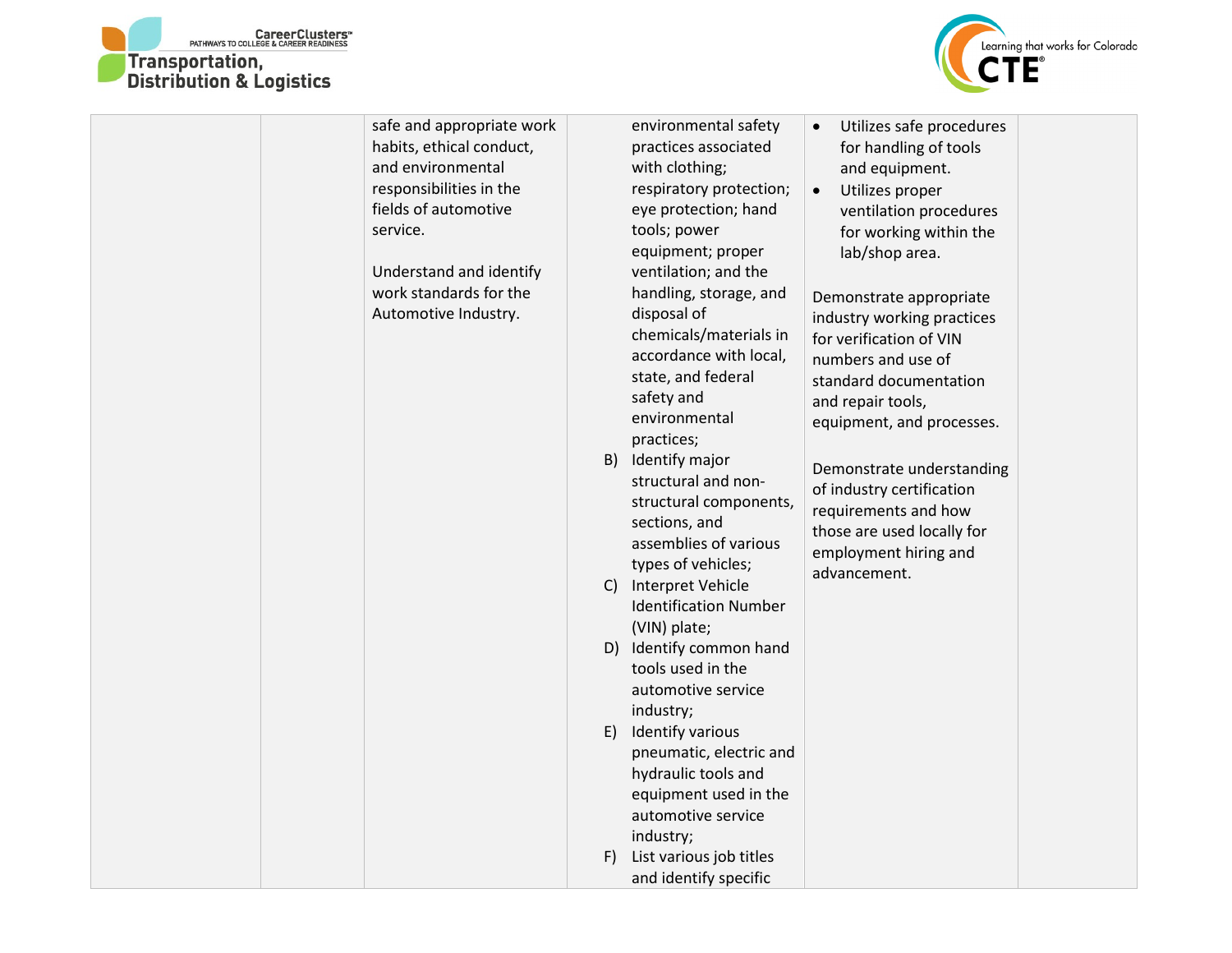| | | | | | |
|---|---|---|---|---|---|
| | | safe and appropriate work habits, ethical conduct, and environmental responsibilities in the fields of automotive service.<br><br>Understand and identify work standards for the Automotive Industry. | environmental safety practices associated with clothing; respiratory protection; eye protection; hand tools; power equipment; proper ventilation; and the handling, storage, and disposal of chemicals/materials in accordance with local, state, and federal safety and environmental practices;<br>B) Identify major structural and non-structural components, sections, and assemblies of various types of vehicles;<br>C) Interpret Vehicle Identification Number (VIN) plate;<br>D) Identify common hand tools used in the automotive service industry;<br>E) Identify various pneumatic, electric and hydraulic tools and equipment used in the automotive service industry;<br>F) List various job titles and identify specific | • Utilizes safe procedures for handling of tools and equipment.<br>• Utilizes proper ventilation procedures for working within the lab/shop area.<br><br>Demonstrate appropriate industry working practices for verification of VIN numbers and use of standard documentation and repair tools, equipment, and processes.<br><br>Demonstrate understanding of industry certification requirements and how those are used locally for employment hiring and advancement. | |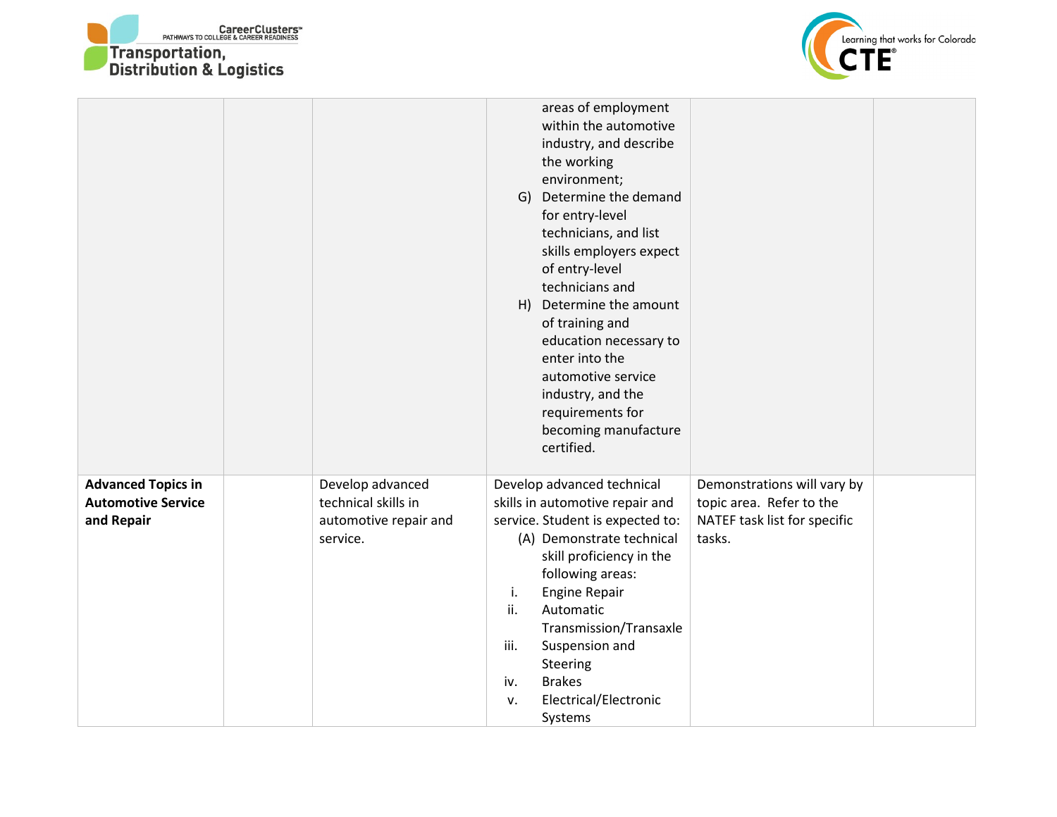| | | | | | |
|---|---|---|---|---|---|
| | | | areas of employment within the automotive industry, and describe the working environment;<br>G) Determine the demand for entry-level technicians, and list skills employers expect of entry-level technicians and<br>H) Determine the amount of training and education necessary to enter into the automotive service industry, and the requirements for becoming manufacture certified. | | |
| **Advanced Topics in Automotive Service and Repair** | | Develop advanced technical skills in automotive repair and service. | Develop advanced technical skills in automotive repair and service. Student is expected to:<br>(A) Demonstrate technical skill proficiency in the following areas:<br>i. Engine Repair<br>ii. Automatic Transmission/Transaxle<br>iii. Suspension and Steering<br>iv. Brakes<br>v. Electrical/Electronic Systems | Demonstrations will vary by topic area. Refer to the NATEF task list for specific tasks. | |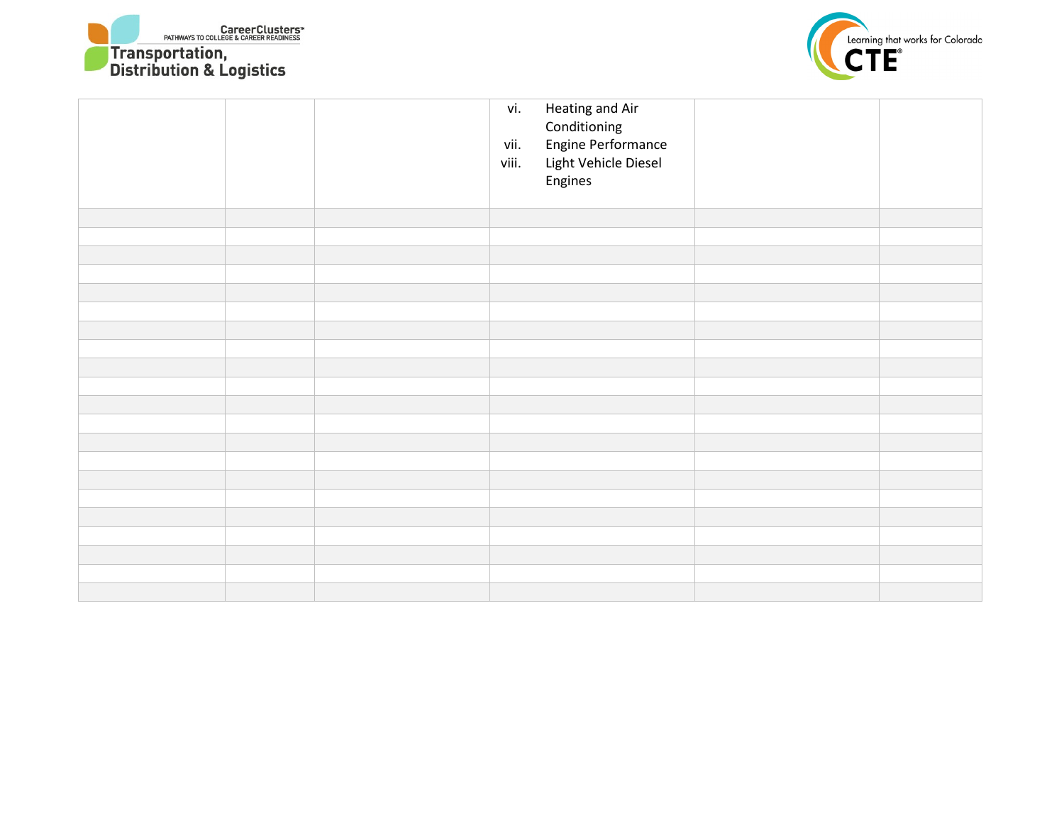| | | | | | |
|---|---|---|---|---|---|
| | | | vi. Heating and Air Conditioning<br>vii. Engine Performance<br>viii. Light Vehicle Diesel Engines | | |
| | | | | | |
| | | | | | |
| | | | | | |
| | | | | | |
| | | | | | |
| | | | | | |
| | | | | | |
| | | | | | |
| | | | | | |
| | | | | | |
| | | | | | |
| | | | | | |
| | | | | | |
| | | | | | |
| | | | | | |
| | | | | | |
| | | | | | |
| | | | | | |
| | | | | | |
| | | | | | |
| | | | | | |